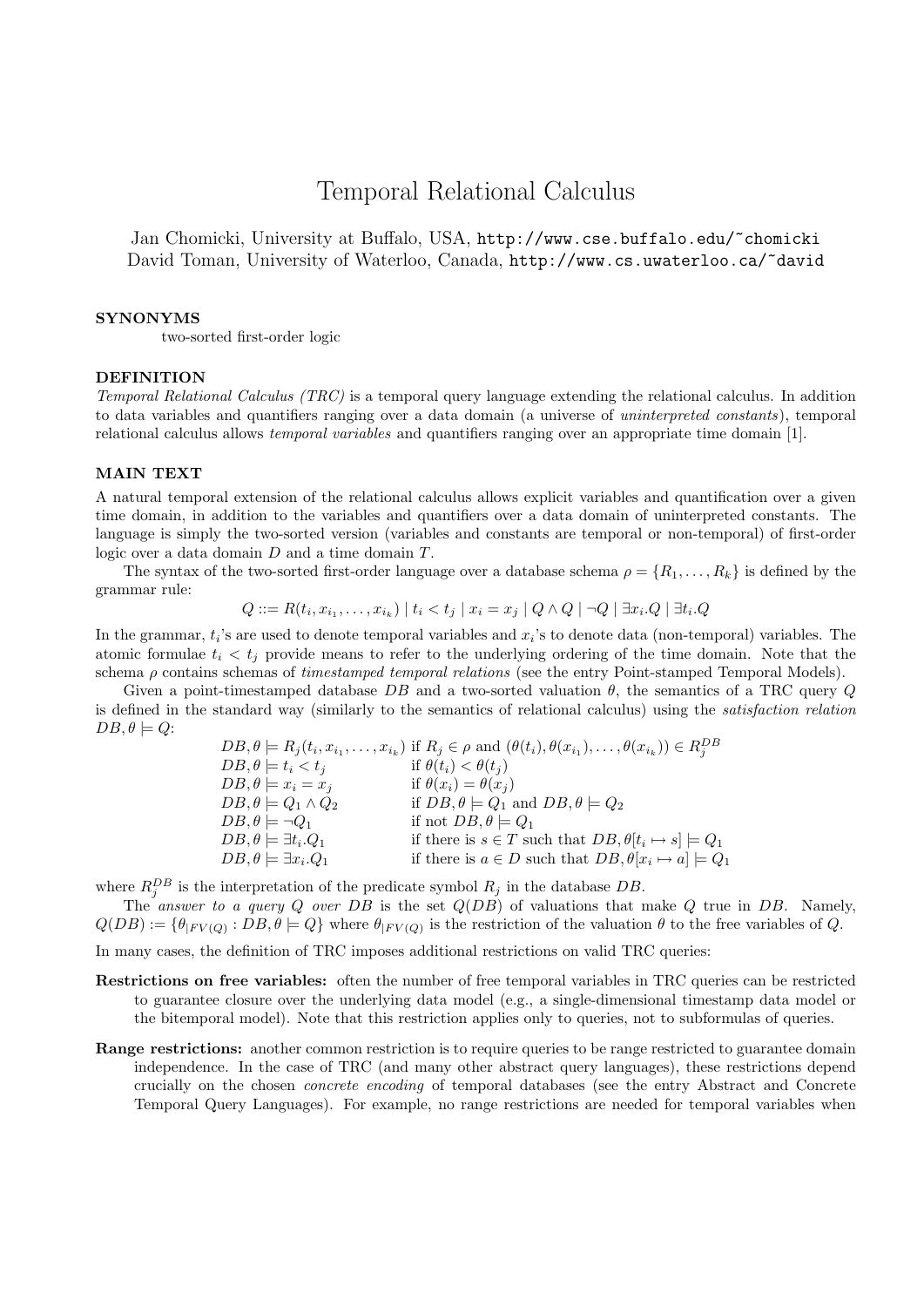# Temporal Relational Calculus

Jan Chomicki, University at Buffalo, USA, http://www.cse.buffalo.edu/~chomicki
David Toman, University of Waterloo, Canada, http://www.cs.uwaterloo.ca/~david

## SYNONYMS

two-sorted first-order logic

## DEFINITION

*Temporal Relational Calculus (TRC)* is a temporal query language extending the relational calculus. In addition to data variables and quantifiers ranging over a data domain (a universe of *uninterpreted constants*), temporal relational calculus allows *temporal variables* and quantifiers ranging over an appropriate time domain [1].

## MAIN TEXT

A natural temporal extension of the relational calculus allows explicit variables and quantification over a given time domain, in addition to the variables and quantifiers over a data domain of uninterpreted constants. The language is simply the two-sorted version (variables and constants are temporal or non-temporal) of first-order logic over a data domain $D$ and a time domain $T$.

The syntax of the two-sorted first-order language over a database schema $\rho = \{R_1, \ldots, R_k\}$ is defined by the grammar rule:

$$Q ::= R(t_i, x_{i_1}, \ldots, x_{i_k}) \mid t_i < t_j \mid x_i = x_j \mid Q \wedge Q \mid \neg Q \mid \exists x_i.Q \mid \exists t_i.Q$$

In the grammar, $t_i$'s are used to denote temporal variables and $x_i$'s to denote data (non-temporal) variables. The atomic formulae $t_i < t_j$ provide means to refer to the underlying ordering of the time domain. Note that the schema $\rho$ contains schemas of *timestamped temporal relations* (see the entry Point-stamped Temporal Models).

Given a point-timestamped database $DB$ and a two-sorted valuation $\theta$, the semantics of a TRC query $Q$ is defined in the standard way (similarly to the semantics of relational calculus) using the *satisfaction relation* $DB, \theta \models Q$:

$$
\begin{array}{ll}
DB, \theta \models R_j(t_i, x_{i_1}, \ldots, x_{i_k}) & \text{if } R_j \in \rho \text{ and } (\theta(t_i), \theta(x_{i_1}), \ldots, \theta(x_{i_k})) \in R_j^{DB} \\
DB, \theta \models t_i < t_j & \text{if } \theta(t_i) < \theta(t_j) \\
DB, \theta \models x_i = x_j & \text{if } \theta(x_i) = \theta(x_j) \\
DB, \theta \models Q_1 \wedge Q_2 & \text{if } DB, \theta \models Q_1 \text{ and } DB, \theta \models Q_2 \\
DB, \theta \models \neg Q_1 & \text{if not } DB, \theta \models Q_1 \\
DB, \theta \models \exists t_i.Q_1 & \text{if there is } s \in T \text{ such that } DB, \theta[t_i \mapsto s] \models Q_1 \\
DB, \theta \models \exists x_i.Q_1 & \text{if there is } a \in D \text{ such that } DB, \theta[x_i \mapsto a] \models Q_1
\end{array}
$$

where $R_j^{DB}$ is the interpretation of the predicate symbol $R_j$ in the database $DB$.

The *answer to a query* $Q$ *over* $DB$ is the set $Q(DB)$ of valuations that make $Q$ true in $DB$. Namely, $Q(DB) := \{\theta_{|FV(Q)} : DB, \theta \models Q\}$ where $\theta_{|FV(Q)}$ is the restriction of the valuation $\theta$ to the free variables of $Q$.

In many cases, the definition of TRC imposes additional restrictions on valid TRC queries:

**Restrictions on free variables:** often the number of free temporal variables in TRC queries can be restricted to guarantee closure over the underlying data model (e.g., a single-dimensional timestamp data model or the bitemporal model). Note that this restriction applies only to queries, not to subformulas of queries.

**Range restrictions:** another common restriction is to require queries to be range restricted to guarantee domain independence. In the case of TRC (and many other abstract query languages), these restrictions depend crucially on the chosen *concrete encoding* of temporal databases (see the entry Abstract and Concrete Temporal Query Languages). For example, no range restrictions are needed for temporal variables when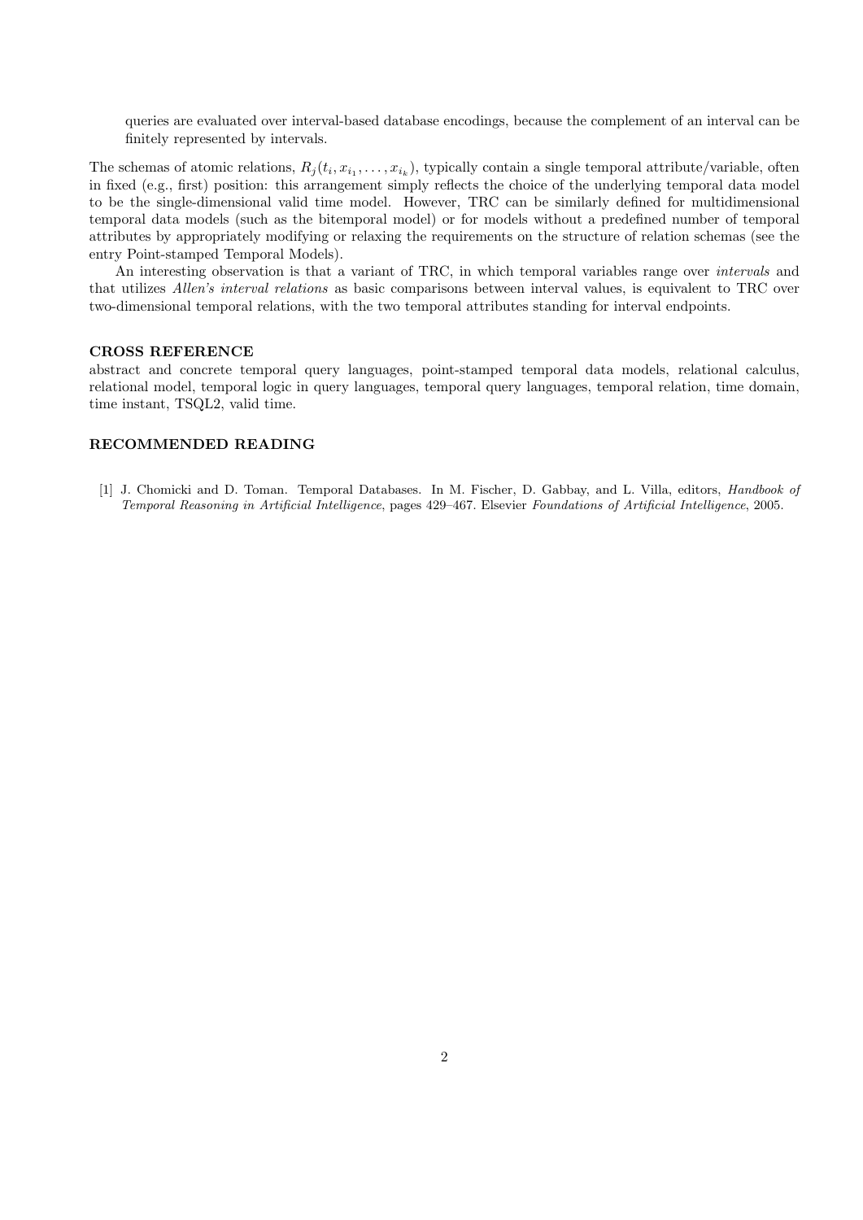queries are evaluated over interval-based database encodings, because the complement of an interval can be finitely represented by intervals.

The schemas of atomic relations, $R_j(t_i, x_{i_1}, \ldots, x_{i_k})$, typically contain a single temporal attribute/variable, often in fixed (e.g., first) position: this arrangement simply reflects the choice of the underlying temporal data model to be the single-dimensional valid time model. However, TRC can be similarly defined for multidimensional temporal data models (such as the bitemporal model) or for models without a predefined number of temporal attributes by appropriately modifying or relaxing the requirements on the structure of relation schemas (see the entry Point-stamped Temporal Models).

An interesting observation is that a variant of TRC, in which temporal variables range over *intervals* and that utilizes *Allen's interval relations* as basic comparisons between interval values, is equivalent to TRC over two-dimensional temporal relations, with the two temporal attributes standing for interval endpoints.

### CROSS REFERENCE

abstract and concrete temporal query languages, point-stamped temporal data models, relational calculus, relational model, temporal logic in query languages, temporal query languages, temporal relation, time domain, time instant, TSQL2, valid time.

### RECOMMENDED READING

[1] J. Chomicki and D. Toman. Temporal Databases. In M. Fischer, D. Gabbay, and L. Villa, editors, *Handbook of Temporal Reasoning in Artificial Intelligence*, pages 429–467. Elsevier *Foundations of Artificial Intelligence*, 2005.